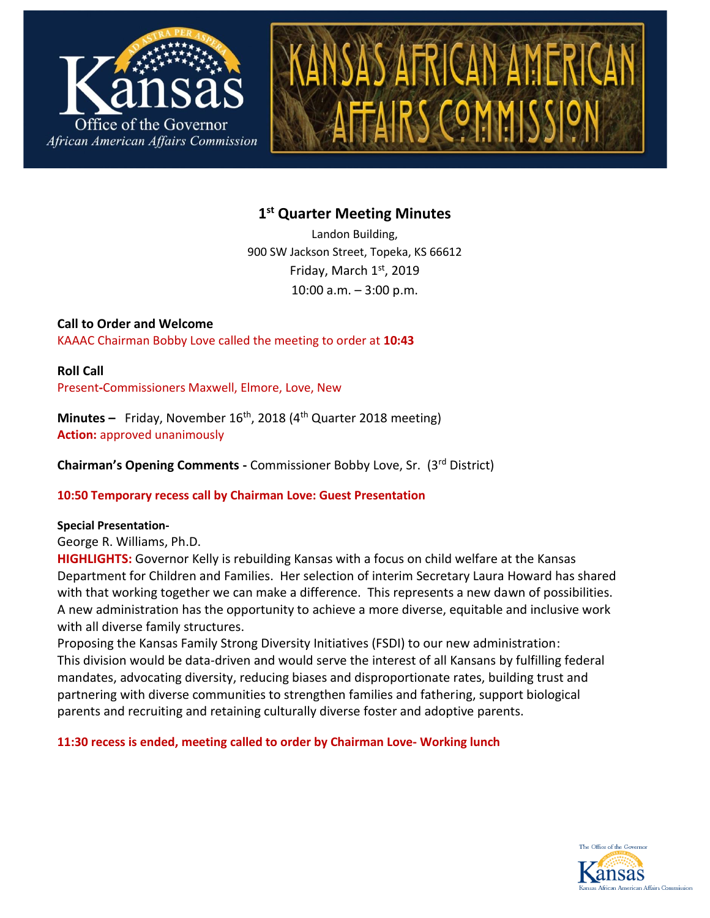# 1st Quarter Meeting Minutes

Landon Building,
900 SW Jackson Street, Topeka, KS 66612
Friday, March 1st, 2019
10:00 a.m. – 3:00 p.m.

**Call to Order and Welcome**
KAAAC Chairman Bobby Love called the meeting to order at **10:43**

**Roll Call**
Present-Commissioners Maxwell, Elmore, Love, New

**Minutes –** Friday, November 16th, 2018 (4th Quarter 2018 meeting)
**Action:** approved unanimously

**Chairman's Opening Comments -** Commissioner Bobby Love, Sr. (3rd District)

**10:50 Temporary recess call by Chairman Love: Guest Presentation**

**Special Presentation-**
George R. Williams, Ph.D.
**HIGHLIGHTS:** Governor Kelly is rebuilding Kansas with a focus on child welfare at the Kansas Department for Children and Families. Her selection of interim Secretary Laura Howard has shared with that working together we can make a difference. This represents a new dawn of possibilities. A new administration has the opportunity to achieve a more diverse, equitable and inclusive work with all diverse family structures.
Proposing the Kansas Family Strong Diversity Initiatives (FSDI) to our new administration:
This division would be data-driven and would serve the interest of all Kansans by fulfilling federal mandates, advocating diversity, reducing biases and disproportionate rates, building trust and partnering with diverse communities to strengthen families and fathering, support biological parents and recruiting and retaining culturally diverse foster and adoptive parents.

**11:30 recess is ended, meeting called to order by Chairman Love- Working lunch**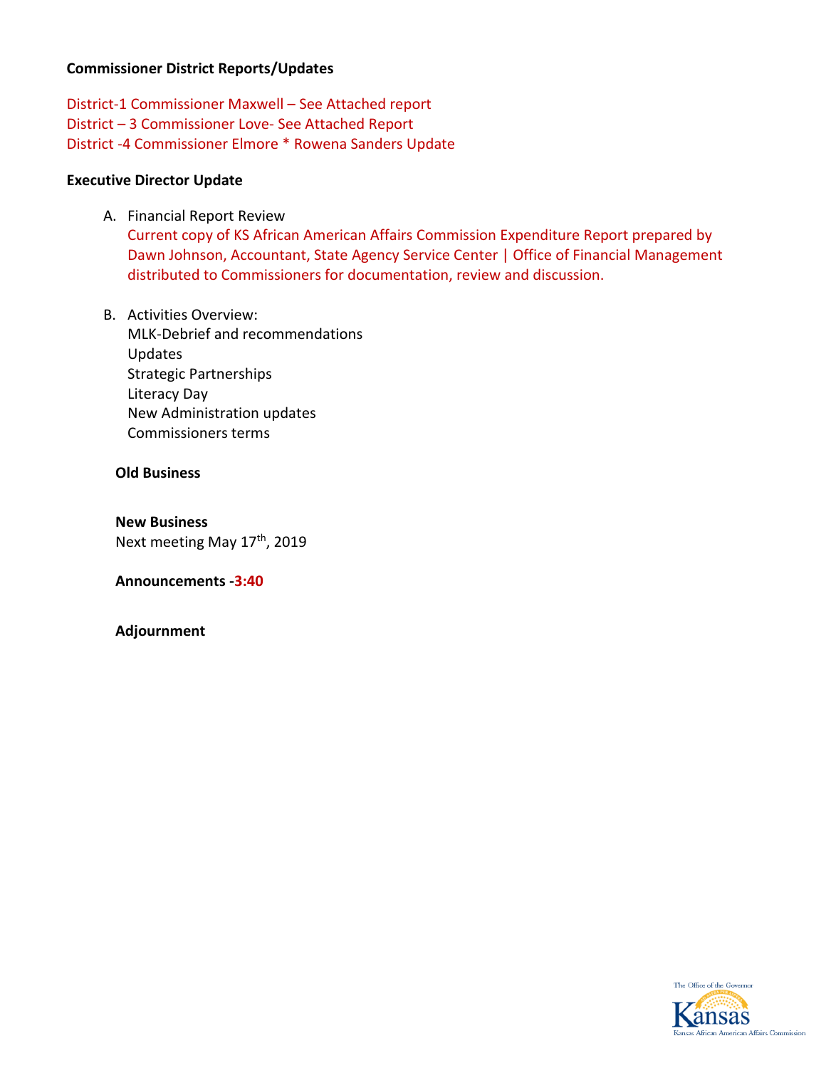**Commissioner District Reports/Updates**

District-1 Commissioner Maxwell – See Attached report
District – 3 Commissioner Love- See Attached Report
District -4 Commissioner Elmore * Rowena Sanders Update

**Executive Director Update**

A. Financial Report Review
   Current copy of KS African American Affairs Commission Expenditure Report prepared by Dawn Johnson, Accountant, State Agency Service Center | Office of Financial Management distributed to Commissioners for documentation, review and discussion.

B. Activities Overview:
   MLK-Debrief and recommendations
   Updates
   Strategic Partnerships
   Literacy Day
   New Administration updates
   Commissioners terms

**Old Business**

**New Business**
Next meeting May 17th, 2019

**Announcements -3:40**

**Adjournment**